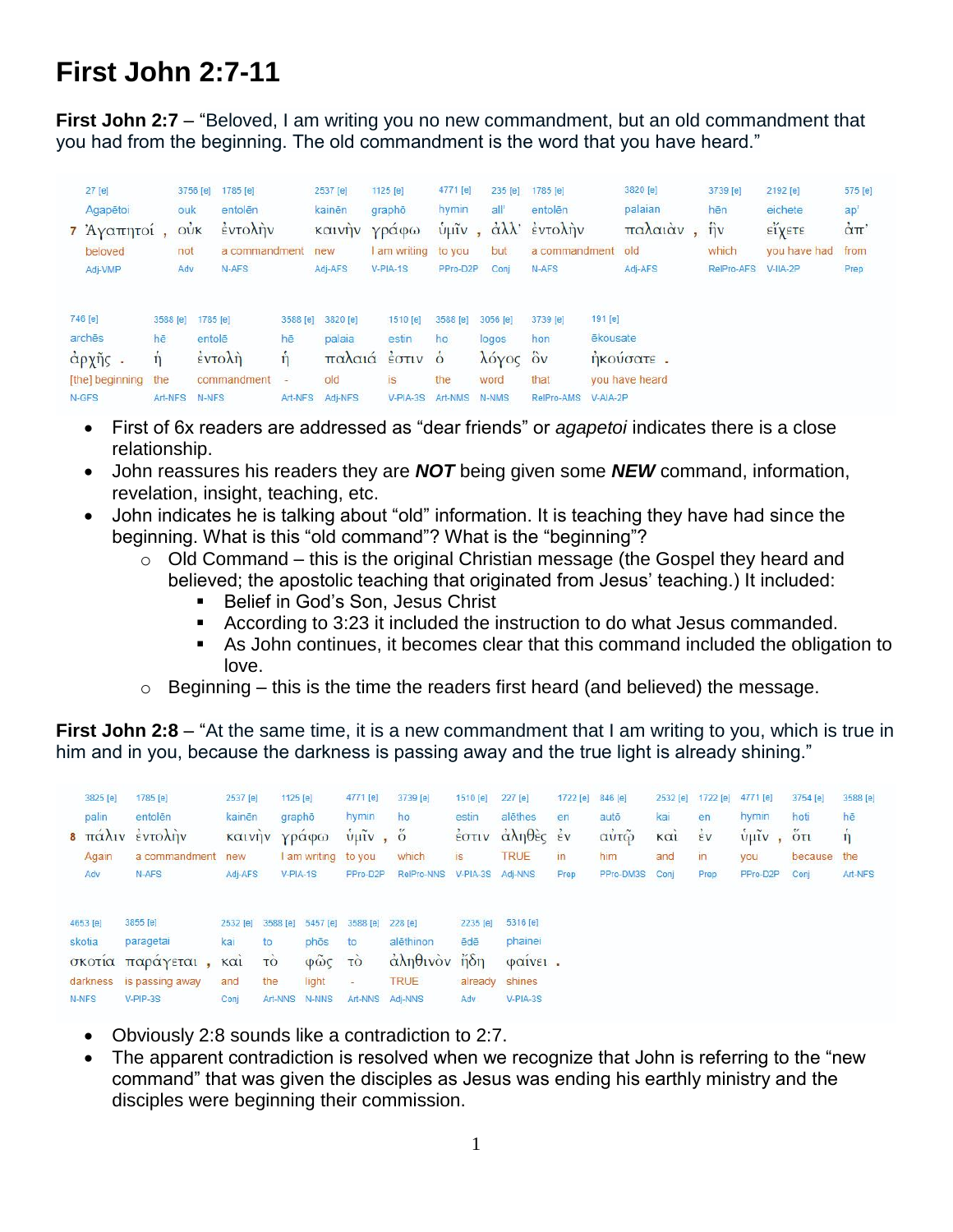# First John 2:7-11

**First John 2:7** – "Beloved, I am writing you no new commandment, but an old commandment that you had from the beginning. The old commandment is the word that you have heard."

| 27 [e] | 3756 [e] | 1785 [e] | 2537 [e] | 1125 [e] | 4771 [e] | 235 [e] | 1785 [e] | 3820 [e] | 3739 [e] | 2192 [e] | 575 [e] |
|---|---|---|---|---|---|---|---|---|---|---|---|
| Agapētoi | ouk | entolēn | kainēn | graphō | hymin | all' | entolēn | palaian | hēn | eichete | ap' |
| 7 Ἀγαπητοί , | οὐκ | ἐντολὴν | καινὴν | γράφω | ὑμῖν , | ἀλλ' | ἐντολὴν | παλαιὰν , | ἣν | εἴχετε | ἀπ' |
| beloved | not | a commandment | new | I am writing | to you | but | a commandment | old | which | you have had | from |
| Adj-VMP | Adv | N-AFS | Adj-AFS | V-PIA-1S | PPro-D2P | Conj | N-AFS | Adj-AFS | RelPro-AFS | V-IIA-2P | Prep |

| 746 [e] | 3588 [e] | 1785 [e] | 3588 [e] | 3820 [e] | 1510 [e] | 3588 [e] | 3056 [e] | 3739 [e] | 191 [e] |
|---|---|---|---|---|---|---|---|---|---|
| archēs | hē | entolē | hē | palaia | estin | ho | logos | hon | ēkousate |
| ἀρχῆς . | ἡ | ἐντολὴ | ἡ | παλαιά | ἐστιν | ὁ | λόγος | ὃν | ἠκούσατε . |
| [the] beginning | the | commandment | - | old | is | the | word | that | you have heard |
| N-GFS | Art-NFS | N-NFS | Art-NFS | Adj-NFS | V-PIA-3S | Art-NMS | N-NMS | RelPro-AMS | V-AIA-2P |

- First of 6x readers are addressed as "dear friends" or *agapetoi* indicates there is a close relationship.
- John reassures his readers they are ***NOT*** being given some ***NEW*** command, information, revelation, insight, teaching, etc.
- John indicates he is talking about "old" information. It is teaching they have had since the beginning. What is this "old command"? What is the "beginning"?
  - Old Command – this is the original Christian message (the Gospel they heard and believed; the apostolic teaching that originated from Jesus' teaching.) It included:
    - Belief in God's Son, Jesus Christ
    - According to 3:23 it included the instruction to do what Jesus commanded.
    - As John continues, it becomes clear that this command included the obligation to love.
  - Beginning – this is the time the readers first heard (and believed) the message.

**First John 2:8** – "At the same time, it is a new commandment that I am writing to you, which is true in him and in you, because the darkness is passing away and the true light is already shining."

| 3825 [e] | 1785 [e] | 2537 [e] | 1125 [e] | 4771 [e] | 3739 [e] | 1510 [e] | 227 [e] | 1722 [e] | 846 [e] | 2532 [e] | 1722 [e] | 4771 [e] | 3754 [e] | 3588 [e] |
|---|---|---|---|---|---|---|---|---|---|---|---|---|---|---|
| palin | entolēn | kainēn | graphō | hymin | ho | estin | alēthes | en | autō | kai | en | hymin | hoti | hē |
| 8 πάλιν | ἐντολὴν | καινὴν | γράφω | ὑμῖν , | ὅ | ἐστιν | ἀληθὲς | ἐν | αὐτῷ | καὶ | ἐν | ὑμῖν , | ὅτι | ἡ |
| Again | a commandment | new | I am writing | to you | which | is | TRUE | in | him | and | in | you | because | the |
| Adv | N-AFS | Adj-AFS | V-PIA-1S | PPro-D2P | RelPro-NNS | V-PIA-3S | Adj-NNS | Prep | PPro-DM3S | Conj | Prep | PPro-D2P | Conj | Art-NFS |

| 4653 [e] | 3855 [e] | 2532 [e] | 3588 [e] | 5457 [e] | 3588 [e] | 228 [e] | 2235 [e] | 5316 [e] |
|---|---|---|---|---|---|---|---|---|
| skotia | paragetai | kai | to | phōs | to | alēthinon | ēdē | phainei |
| σκοτία | παράγεται , | καὶ | τὸ | φῶς | τὸ | ἀληθινὸν | ἤδη | φαίνει . |
| darkness | is passing away | and | the | light | - | TRUE | already | shines |
| N-NFS | V-PIP-3S | Conj | Art-NNS | N-NNS | Art-NNS | Adj-NNS | Adv | V-PIA-3S |

- Obviously 2:8 sounds like a contradiction to 2:7.
- The apparent contradiction is resolved when we recognize that John is referring to the "new command" that was given the disciples as Jesus was ending his earthly ministry and the disciples were beginning their commission.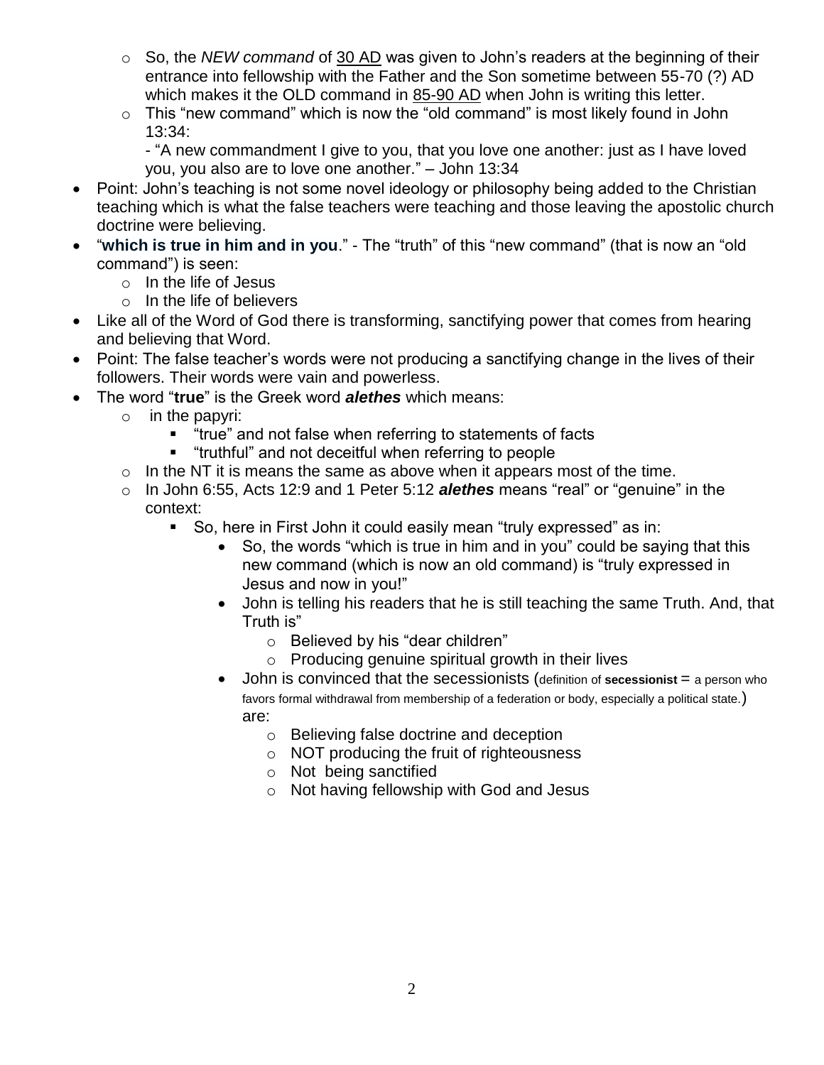- So, the *NEW command* of 30 AD was given to John's readers at the beginning of their entrance into fellowship with the Father and the Son sometime between 55-70 (?) AD which makes it the OLD command in 85-90 AD when John is writing this letter.
  - This "new command" which is now the "old command" is most likely found in John 13:34:
    - "A new commandment I give to you, that you love one another: just as I have loved you, you also are to love one another." – John 13:34
- Point: John's teaching is not some novel ideology or philosophy being added to the Christian teaching which is what the false teachers were teaching and those leaving the apostolic church doctrine were believing.
- "**which is true in him and in you**." - The "truth" of this "new command" (that is now an "old command") is seen:
  - In the life of Jesus
  - In the life of believers
- Like all of the Word of God there is transforming, sanctifying power that comes from hearing and believing that Word.
- Point: The false teacher's words were not producing a sanctifying change in the lives of their followers. Their words were vain and powerless.
- The word "**true**" is the Greek word ***alethes*** which means:
  - in the papyri:
    - "true" and not false when referring to statements of facts
    - "truthful" and not deceitful when referring to people
  - In the NT it is means the same as above when it appears most of the time.
  - In John 6:55, Acts 12:9 and 1 Peter 5:12 ***alethes*** means "real" or "genuine" in the context:
    - So, here in First John it could easily mean "truly expressed" as in:
      - So, the words "which is true in him and in you" could be saying that this new command (which is now an old command) is "truly expressed in Jesus and now in you!"
      - John is telling his readers that he is still teaching the same Truth. And, that Truth is"
        - Believed by his "dear children"
        - Producing genuine spiritual growth in their lives
      - John is convinced that the secessionists (definition of **secessionist** = a person who favors formal withdrawal from membership of a federation or body, especially a political state.) are:
        - Believing false doctrine and deception
        - NOT producing the fruit of righteousness
        - Not being sanctified
        - Not having fellowship with God and Jesus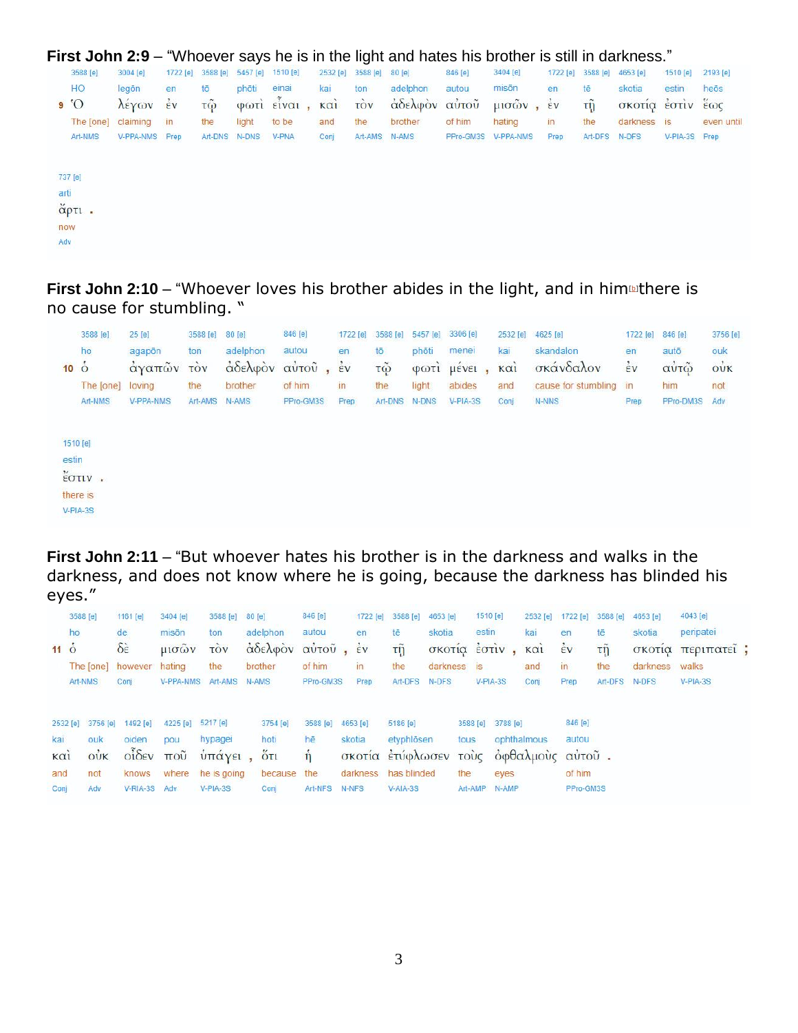**First John 2:9** – "Whoever says he is in the light and hates his brother is still in darkness."

| | | | | | | | | | | | | | | | | | |
|---|---|---|---|---|---|---|---|---|---|---|---|---|---|---|---|---|---|
| | 3588 [e] | 3004 [e] | 1722 [e] | 3588 [e] | 5457 [e] | 1510 [e] | 2532 [e] | 3588 [e] | 80 [e] | 846 [e] | 3404 [e] | 1722 [e] | 3588 [e] | 4653 [e] | 1510 [e] | 2193 [e] | 737 [e] |
| | HO | legōn | en | tō | phōti | einai | kai | ton | adelphon | autou | misōn | en | tē | skotia | estin | heōs | arti |
| 9 | Ὁ | λέγων | ἐν | τῷ | φωτὶ | εἶναι , | καὶ | τὸν | ἀδελφὸν | αὐτοῦ | μισῶν , | ἐν | τῇ | σκοτίᾳ | ἐστὶν | ἕως | ἄρτι . |
| | The [one] | claiming | in | the | light | to be | and | the | brother | of him | hating | in | the | darkness | is | even until | now |
| | Art-NMS | V-PPA-NMS | Prep | Art-DNS | N-DNS | V-PNA | Conj | Art-AMS | N-AMS | PPro-GM3S | V-PPA-NMS | Prep | Art-DFS | N-DFS | V-PIA-3S | Prep | Adv |

**First John 2:10** – "Whoever loves his brother abides in the light, and in him there is no cause for stumbling. "

| | | | | | | | | | | | | | | | | |
|---|---|---|---|---|---|---|---|---|---|---|---|---|---|---|---|---|
| | 3588 [e] | 25 [e] | 3588 [e] | 80 [e] | 846 [e] | 1722 [e] | 3588 [e] | 5457 [e] | 3306 [e] | 2532 [e] | 4625 [e] | 1722 [e] | 846 [e] | 3756 [e] | 1510 [e] |
| | ho | agapōn | ton | adelphon | autou | en | tō | phōti | menei | kai | skandalon | en | autō | ouk | estin |
| 10 | ὁ | ἀγαπῶν | τὸν | ἀδελφὸν | αὐτοῦ , | ἐν | τῷ | φωτὶ | μένει , | καὶ | σκάνδαλον | ἐν | αὐτῷ | οὐκ | ἔστιν . |
| | The [one] | loving | the | brother | of him | in | the | light | abides | and | cause for stumbling | in | him | not | there is |
| | Art-NMS | V-PPA-NMS | Art-AMS | N-AMS | PPro-GM3S | Prep | Art-DNS | N-DNS | V-PIA-3S | Conj | N-NNS | Prep | PPro-DM3S | Adv | V-PIA-3S |

**First John 2:11** – "But whoever hates his brother is in the darkness and walks in the darkness, and does not know where he is going, because the darkness has blinded his eyes."

| | | | | | | | | | | | | | | | |
|---|---|---|---|---|---|---|---|---|---|---|---|---|---|---|---|
| | 3588 [e] | 1161 [e] | 3404 [e] | 3588 [e] | 80 [e] | 846 [e] | 1722 [e] | 3588 [e] | 4653 [e] | 1510 [e] | 2532 [e] | 1722 [e] | 3588 [e] | 4653 [e] | 4043 [e] |
| | ho | de | misōn | ton | adelphon | autou | en | tē | skotia | estin | kai | en | tē | skotia | peripatei |
| 11 | ὁ | δὲ | μισῶν | τὸν | ἀδελφὸν | αὐτοῦ , | ἐν | τῇ | σκοτίᾳ | ἐστὶν , | καὶ | ἐν | τῇ | σκοτίᾳ | περιπατεῖ ; |
| | The [one] | however | hating | the | brother | of him | in | the | darkness | is | and | in | the | darkness | walks |
| | Art-NMS | Conj | V-PPA-NMS | Art-AMS | N-AMS | PPro-GM3S | Prep | Art-DFS | N-DFS | V-PIA-3S | Conj | Prep | Art-DFS | N-DFS | V-PIA-3S |

| | | | | | | | | | | | |
|---|---|---|---|---|---|---|---|---|---|---|---|
| 2532 [e] | 3756 [e] | 1492 [e] | 4225 [e] | 5217 [e] | 3754 [e] | 3588 [e] | 4653 [e] | 5186 [e] | 3588 [e] | 3788 [e] | 846 [e] |
| kai | ouk | oiden | pou | hypagei | hoti | hē | skotia | etyphlōsen | tous | ophthalmous | autou |
| καὶ | οὐκ | οἶδεν | ποῦ | ὑπάγει , | ὅτι | ἡ | σκοτία | ἐτύφλωσεν | τοὺς | ὀφθαλμοὺς | αὐτοῦ . |
| and | not | knows | where | he is going | because | the | darkness | has blinded | the | eyes | of him |
| Conj | Adv | V-RIA-3S | Adv | V-PIA-3S | Conj | Art-NFS | N-NFS | V-AIA-3S | Art-AMP | N-AMP | PPro-GM3S |